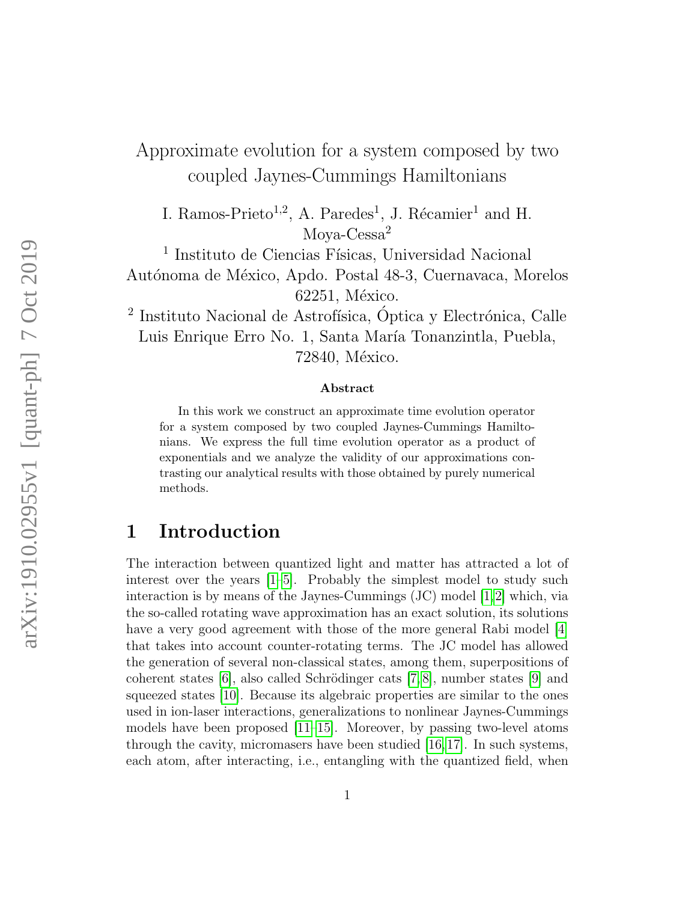# Approximate evolution for a system composed by two coupled Jaynes-Cummings Hamiltonians

I. Ramos-Prieto[1,2], A. Paredes[1], J. Récamier[1] and H. Moya-Cessa[2]

[1] Instituto de Ciencias Físicas, Universidad Nacional Autónoma de México, Apdo. Postal 48-3, Cuernavaca, Morelos 62251, México.

[2] Instituto Nacional de Astrofísica, Óptica y Electrónica, Calle Luis Enrique Erro No. 1, Santa María Tonanzintla, Puebla, 72840, México.

### Abstract

In this work we construct an approximate time evolution operator for a system composed by two coupled Jaynes-Cummings Hamiltonians. We express the full time evolution operator as a product of exponentials and we analyze the validity of our approximations contrasting our analytical results with those obtained by purely numerical methods.

## 1 Introduction

The interaction between quantized light and matter has attracted a lot of interest over the years [1–5]. Probably the simplest model to study such interaction is by means of the Jaynes-Cummings (JC) model [1,2] which, via the so-called rotating wave approximation has an exact solution, its solutions have a very good agreement with those of the more general Rabi model [4] that takes into account counter-rotating terms. The JC model has allowed the generation of several non-classical states, among them, superpositions of coherent states [6], also called Schrödinger cats [7,8], number states [9] and squeezed states [10]. Because its algebraic properties are similar to the ones used in ion-laser interactions, generalizations to nonlinear Jaynes-Cummings models have been proposed [11–15]. Moreover, by passing two-level atoms through the cavity, micromasers have been studied [16,17]. In such systems, each atom, after interacting, i.e., entangling with the quantized field, when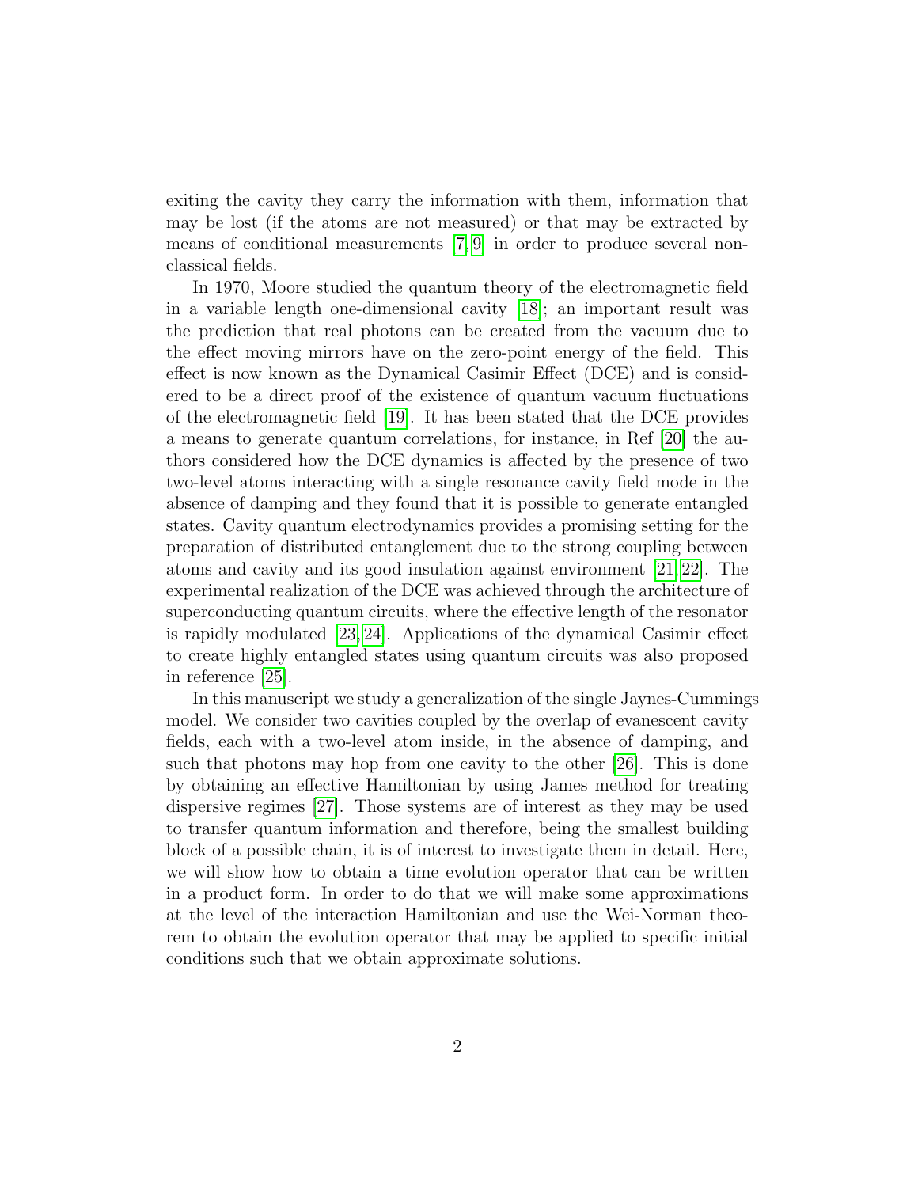exiting the cavity they carry the information with them, information that may be lost (if the atoms are not measured) or that may be extracted by means of conditional measurements [7, 9] in order to produce several non-classical fields.

In 1970, Moore studied the quantum theory of the electromagnetic field in a variable length one-dimensional cavity [18]; an important result was the prediction that real photons can be created from the vacuum due to the effect moving mirrors have on the zero-point energy of the field. This effect is now known as the Dynamical Casimir Effect (DCE) and is considered to be a direct proof of the existence of quantum vacuum fluctuations of the electromagnetic field [19]. It has been stated that the DCE provides a means to generate quantum correlations, for instance, in Ref [20] the authors considered how the DCE dynamics is affected by the presence of two two-level atoms interacting with a single resonance cavity field mode in the absence of damping and they found that it is possible to generate entangled states. Cavity quantum electrodynamics provides a promising setting for the preparation of distributed entanglement due to the strong coupling between atoms and cavity and its good insulation against environment [21, 22]. The experimental realization of the DCE was achieved through the architecture of superconducting quantum circuits, where the effective length of the resonator is rapidly modulated [23, 24]. Applications of the dynamical Casimir effect to create highly entangled states using quantum circuits was also proposed in reference [25].

In this manuscript we study a generalization of the single Jaynes-Cummings model. We consider two cavities coupled by the overlap of evanescent cavity fields, each with a two-level atom inside, in the absence of damping, and such that photons may hop from one cavity to the other [26]. This is done by obtaining an effective Hamiltonian by using James method for treating dispersive regimes [27]. Those systems are of interest as they may be used to transfer quantum information and therefore, being the smallest building block of a possible chain, it is of interest to investigate them in detail. Here, we will show how to obtain a time evolution operator that can be written in a product form. In order to do that we will make some approximations at the level of the interaction Hamiltonian and use the Wei-Norman theorem to obtain the evolution operator that may be applied to specific initial conditions such that we obtain approximate solutions.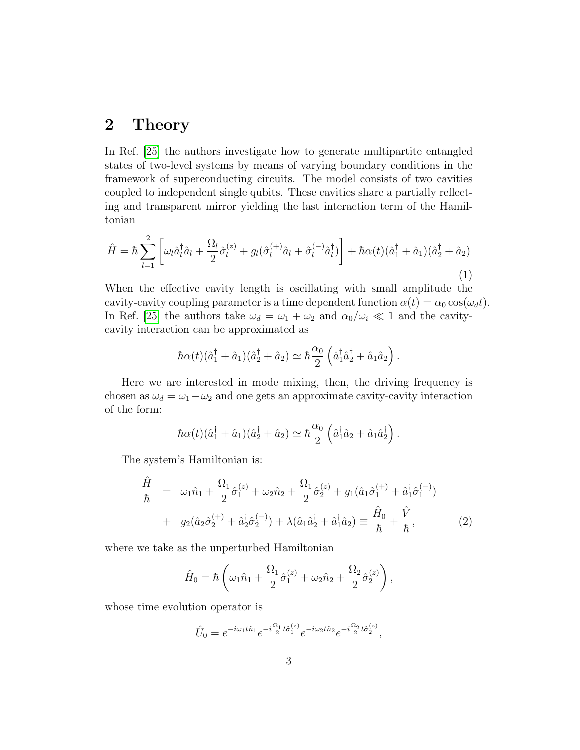## 2 Theory

In Ref. [25] the authors investigate how to generate multipartite entangled states of two-level systems by means of varying boundary conditions in the framework of superconducting circuits. The model consists of two cavities coupled to independent single qubits. These cavities share a partially reflecting and transparent mirror yielding the last interaction term of the Hamiltonian

$$\hat{H} = \hbar \sum_{l=1}^{2} \left[ \omega_l \hat{a}_l^\dagger \hat{a}_l + \frac{\Omega_l}{2} \hat{\sigma}_l^{(z)} + g_l (\hat{\sigma}_l^{(+)} \hat{a}_l + \hat{\sigma}_l^{(-)} \hat{a}_l^\dagger) \right] + \hbar \alpha(t) (\hat{a}_1^\dagger + \hat{a}_1)(\hat{a}_2^\dagger + \hat{a}_2) \tag{1}$$

When the effective cavity length is oscillating with small amplitude the cavity-cavity coupling parameter is a time dependent function $\alpha(t) = \alpha_0 \cos(\omega_d t)$. In Ref. [25] the authors take $\omega_d = \omega_1 + \omega_2$ and $\alpha_0/\omega_i \ll 1$ and the cavity-cavity interaction can be approximated as

$$\hbar \alpha(t) (\hat{a}_1^\dagger + \hat{a}_1)(\hat{a}_2^\dagger + \hat{a}_2) \simeq \hbar \frac{\alpha_0}{2} \left( \hat{a}_1^\dagger \hat{a}_2^\dagger + \hat{a}_1 \hat{a}_2 \right).$$

Here we are interested in mode mixing, then, the driving frequency is chosen as $\omega_d = \omega_1 - \omega_2$ and one gets an approximate cavity-cavity interaction of the form:

$$\hbar \alpha(t) (\hat{a}_1^\dagger + \hat{a}_1)(\hat{a}_2^\dagger + \hat{a}_2) \simeq \hbar \frac{\alpha_0}{2} \left( \hat{a}_1^\dagger \hat{a}_2 + \hat{a}_1 \hat{a}_2^\dagger \right).$$

The system's Hamiltonian is:

$$\begin{aligned} \frac{\hat{H}}{\hbar} &= \omega_1 \hat{n}_1 + \frac{\Omega_1}{2} \hat{\sigma}_1^{(z)} + \omega_2 \hat{n}_2 + \frac{\Omega_1}{2} \hat{\sigma}_2^{(z)} + g_1 (\hat{a}_1 \hat{\sigma}_1^{(+)} + \hat{a}_1^\dagger \hat{\sigma}_1^{(-)}) \\ &+ g_2 (\hat{a}_2 \hat{\sigma}_2^{(+)} + \hat{a}_2^\dagger \hat{\sigma}_2^{(-)}) + \lambda (\hat{a}_1 \hat{a}_2^\dagger + \hat{a}_1^\dagger \hat{a}_2) \equiv \frac{\hat{H}_0}{\hbar} + \frac{\hat{V}}{\hbar}, \end{aligned} \tag{2}$$

where we take as the unperturbed Hamiltonian

$$\hat{H}_0 = \hbar \left( \omega_1 \hat{n}_1 + \frac{\Omega_1}{2} \hat{\sigma}_1^{(z)} + \omega_2 \hat{n}_2 + \frac{\Omega_2}{2} \hat{\sigma}_2^{(z)} \right),$$

whose time evolution operator is

$$\hat{U}_0 = e^{-i\omega_1 t \hat{n}_1} e^{-i\frac{\Omega_1}{2} t \hat{\sigma}_1^{(z)}} e^{-i\omega_2 t \hat{n}_2} e^{-i\frac{\Omega_2}{2} t \hat{\sigma}_2^{(z)}},$$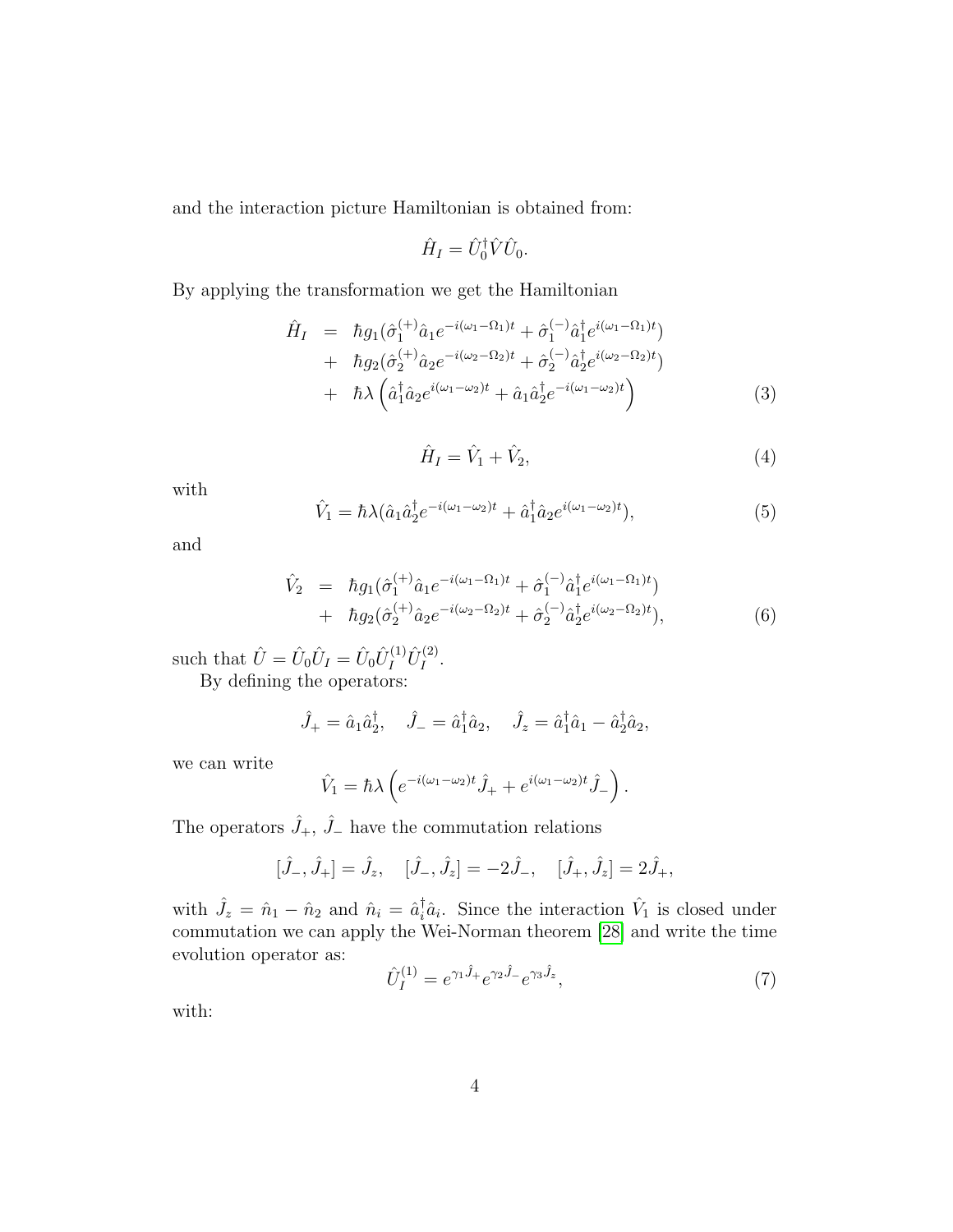and the interaction picture Hamiltonian is obtained from:

$$\hat{H}_I = \hat{U}_0^\dagger \hat{V} \hat{U}_0.$$

By applying the transformation we get the Hamiltonian

$$\begin{aligned}
\hat{H}_I &= \hbar g_1(\hat{\sigma}_1^{(+)}\hat{a}_1 e^{-i(\omega_1-\Omega_1)t} + \hat{\sigma}_1^{(-)}\hat{a}_1^\dagger e^{i(\omega_1-\Omega_1)t}) \\
&+ \hbar g_2(\hat{\sigma}_2^{(+)}\hat{a}_2 e^{-i(\omega_2-\Omega_2)t} + \hat{\sigma}_2^{(-)}\hat{a}_2^\dagger e^{i(\omega_2-\Omega_2)t}) \\
&+ \hbar\lambda\left(\hat{a}_1^\dagger\hat{a}_2 e^{i(\omega_1-\omega_2)t} + \hat{a}_1\hat{a}_2^\dagger e^{-i(\omega_1-\omega_2)t}\right)
\end{aligned} \tag{3}$$

$$\hat{H}_I = \hat{V}_1 + \hat{V}_2, \tag{4}$$

with

$$\hat{V}_1 = \hbar\lambda(\hat{a}_1\hat{a}_2^\dagger e^{-i(\omega_1-\omega_2)t} + \hat{a}_1^\dagger\hat{a}_2 e^{i(\omega_1-\omega_2)t}), \tag{5}$$

and

$$\begin{aligned}
\hat{V}_2 &= \hbar g_1(\hat{\sigma}_1^{(+)}\hat{a}_1 e^{-i(\omega_1-\Omega_1)t} + \hat{\sigma}_1^{(-)}\hat{a}_1^\dagger e^{i(\omega_1-\Omega_1)t}) \\
&+ \hbar g_2(\hat{\sigma}_2^{(+)}\hat{a}_2 e^{-i(\omega_2-\Omega_2)t} + \hat{\sigma}_2^{(-)}\hat{a}_2^\dagger e^{i(\omega_2-\Omega_2)t}),
\end{aligned} \tag{6}$$

such that $\hat{U} = \hat{U}_0\hat{U}_I = \hat{U}_0\hat{U}_I^{(1)}\hat{U}_I^{(2)}$.

By defining the operators:

$$\hat{J}_+ = \hat{a}_1\hat{a}_2^\dagger, \quad \hat{J}_- = \hat{a}_1^\dagger\hat{a}_2, \quad \hat{J}_z = \hat{a}_1^\dagger\hat{a}_1 - \hat{a}_2^\dagger\hat{a}_2,$$

we can write

$$\hat{V}_1 = \hbar\lambda\left(e^{-i(\omega_1-\omega_2)t}\hat{J}_+ + e^{i(\omega_1-\omega_2)t}\hat{J}_-\right).$$

The operators $\hat{J}_+$, $\hat{J}_-$ have the commutation relations

$$[\hat{J}_-, \hat{J}_+] = \hat{J}_z, \quad [\hat{J}_-, \hat{J}_z] = -2\hat{J}_-, \quad [\hat{J}_+, \hat{J}_z] = 2\hat{J}_+,$$

with $\hat{J}_z = \hat{n}_1 - \hat{n}_2$ and $\hat{n}_i = \hat{a}_i^\dagger\hat{a}_i$. Since the interaction $\hat{V}_1$ is closed under commutation we can apply the Wei-Norman theorem [28] and write the time evolution operator as:

$$\hat{U}_I^{(1)} = e^{\gamma_1\hat{J}_+}e^{\gamma_2\hat{J}_-}e^{\gamma_3\hat{J}_z}, \tag{7}$$

with: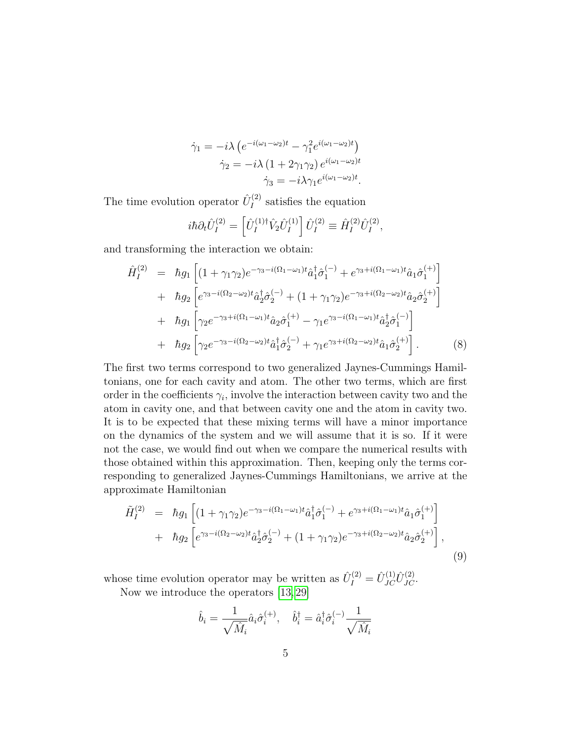$$\dot{\gamma}_1 = -i\lambda \left( e^{-i(\omega_1-\omega_2)t} - \gamma_1^2 e^{i(\omega_1-\omega_2)t} \right)$$
$$\dot{\gamma}_2 = -i\lambda \left(1 + 2\gamma_1\gamma_2\right) e^{i(\omega_1-\omega_2)t}$$
$$\dot{\gamma}_3 = -i\lambda\gamma_1 e^{i(\omega_1-\omega_2)t}.$$

The time evolution operator $\hat{U}_I^{(2)}$ satisfies the equation

$$i\hbar\partial_t \hat{U}_I^{(2)} = \left[\hat{U}_I^{(1)\dagger} \hat{V}_2 \hat{U}_I^{(1)}\right] \hat{U}_I^{(2)} \equiv \hat{H}_I^{(2)} \hat{U}_I^{(2)},$$

and transforming the interaction we obtain:

$$\begin{aligned}
\hat{H}_I^{(2)} &= \hbar g_1 \left[ (1+\gamma_1\gamma_2) e^{-\gamma_3 - i(\Omega_1-\omega_1)t} \hat{a}_1^\dagger \hat{\sigma}_1^{(-)} + e^{\gamma_3 + i(\Omega_1-\omega_1)t} \hat{a}_1 \hat{\sigma}_1^{(+)} \right] \\
&+ \hbar g_2 \left[ e^{\gamma_3 - i(\Omega_2-\omega_2)t} \hat{a}_2^\dagger \hat{\sigma}_2^{(-)} + (1+\gamma_1\gamma_2) e^{-\gamma_3 + i(\Omega_2-\omega_2)t} \hat{a}_2 \hat{\sigma}_2^{(+)} \right] \\
&+ \hbar g_1 \left[ \gamma_2 e^{-\gamma_3 + i(\Omega_1-\omega_1)t} \hat{a}_2 \hat{\sigma}_1^{(+)} - \gamma_1 e^{\gamma_3 - i(\Omega_1-\omega_1)t} \hat{a}_2^\dagger \hat{\sigma}_1^{(-)} \right] \\
&+ \hbar g_2 \left[ \gamma_2 e^{-\gamma_3 - i(\Omega_2-\omega_2)t} \hat{a}_1^\dagger \hat{\sigma}_2^{(-)} + \gamma_1 e^{\gamma_3 + i(\Omega_2-\omega_2)t} \hat{a}_1 \hat{\sigma}_2^{(+)} \right]. \qquad (8)
\end{aligned}$$

The first two terms correspond to two generalized Jaynes-Cummings Hamiltonians, one for each cavity and atom. The other two terms, which are first order in the coefficients $\gamma_i$, involve the interaction between cavity two and the atom in cavity one, and that between cavity one and the atom in cavity two. It is to be expected that these mixing terms will have a minor importance on the dynamics of the system and we will assume that it is so. If it were not the case, we would find out when we compare the numerical results with those obtained within this approximation. Then, keeping only the terms corresponding to generalized Jaynes-Cummings Hamiltonians, we arrive at the approximate Hamiltonian

$$\begin{aligned}
\tilde{H}_I^{(2)} &= \hbar g_1 \left[ (1+\gamma_1\gamma_2) e^{-\gamma_3 - i(\Omega_1-\omega_1)t} \hat{a}_1^\dagger \hat{\sigma}_1^{(-)} + e^{\gamma_3 + i(\Omega_1-\omega_1)t} \hat{a}_1 \hat{\sigma}_1^{(+)} \right] \\
&+ \hbar g_2 \left[ e^{\gamma_3 - i(\Omega_2-\omega_2)t} \hat{a}_2^\dagger \hat{\sigma}_2^{(-)} + (1+\gamma_1\gamma_2) e^{-\gamma_3 + i(\Omega_2-\omega_2)t} \hat{a}_2 \hat{\sigma}_2^{(+)} \right], \qquad (9)
\end{aligned}$$

whose time evolution operator may be written as $\hat{U}_I^{(2)} = \hat{U}_{JC}^{(1)} \hat{U}_{JC}^{(2)}$.

Now we introduce the operators [13, 29]

$$\hat{b}_i = \frac{1}{\sqrt{\hat{M}_i}} \hat{a}_i \hat{\sigma}_i^{(+)}, \quad \hat{b}_i^\dagger = \hat{a}_i^\dagger \hat{\sigma}_i^{(-)} \frac{1}{\sqrt{\hat{M}_i}}$$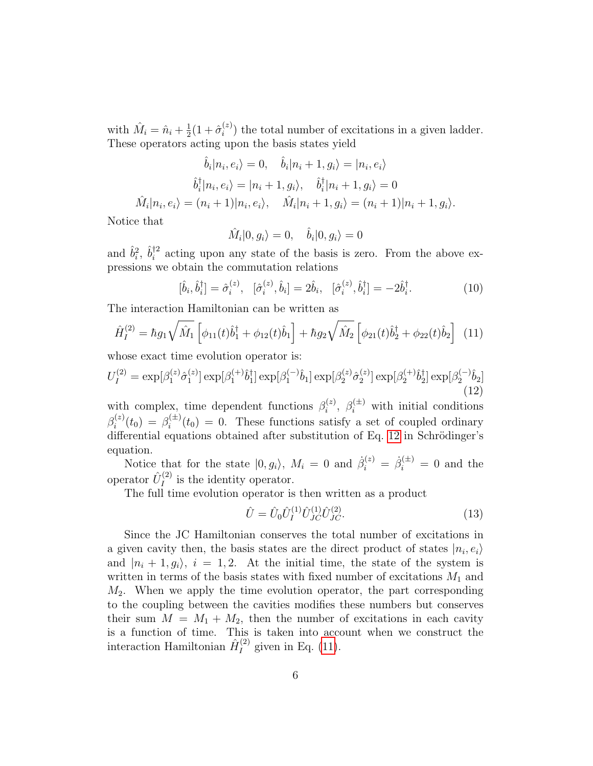with $\hat{M}_i = \hat{n}_i + \frac{1}{2}(1 + \hat{\sigma}_i^{(z)})$ the total number of excitations in a given ladder. These operators acting upon the basis states yield

$$
\begin{aligned}
\hat{b}_i|n_i, e_i\rangle = 0, &\quad \hat{b}_i|n_i + 1, g_i\rangle = |n_i, e_i\rangle \\
\hat{b}_i^\dagger|n_i, e_i\rangle = |n_i + 1, g_i\rangle, &\quad \hat{b}_i^\dagger|n_i + 1, g_i\rangle = 0 \\
\hat{M}_i|n_i, e_i\rangle = (n_i + 1)|n_i, e_i\rangle, &\quad \hat{M}_i|n_i + 1, g_i\rangle = (n_i + 1)|n_i + 1, g_i\rangle.
\end{aligned}
$$

Notice that

$$
\hat{M}_i|0, g_i\rangle = 0, \quad \hat{b}_i|0, g_i\rangle = 0
$$

and $\hat{b}_i^2$, $\hat{b}_i^{\dagger 2}$ acting upon any state of the basis is zero. From the above expressions we obtain the commutation relations

$$
[\hat{b}_i, \hat{b}_i^\dagger] = \hat{\sigma}_i^{(z)}, \quad [\hat{\sigma}_i^{(z)}, \hat{b}_i] = 2\hat{b}_i, \quad [\hat{\sigma}_i^{(z)}, \hat{b}_i^\dagger] = -2\hat{b}_i^\dagger. \tag{10}
$$

The interaction Hamiltonian can be written as

$$
\hat{H}_I^{(2)} = \hbar g_1 \sqrt{\hat{M}_1}\left[\phi_{11}(t)\hat{b}_1^\dagger + \phi_{12}(t)\hat{b}_1\right] + \hbar g_2 \sqrt{\hat{M}_2}\left[\phi_{21}(t)\hat{b}_2^\dagger + \phi_{22}(t)\hat{b}_2\right] \tag{11}
$$

whose exact time evolution operator is:

$$
U_I^{(2)} = \exp[\beta_1^{(z)}\hat{\sigma}_1^{(z)}]\exp[\beta_1^{(+)}\hat{b}_1^\dagger]\exp[\beta_1^{(-)}\hat{b}_1]\exp[\beta_2^{(z)}\hat{\sigma}_2^{(z)}]\exp[\beta_2^{(+)}\hat{b}_2^\dagger]\exp[\beta_2^{(-)}\hat{b}_2] \tag{12}
$$

with complex, time dependent functions $\beta_i^{(z)}$, $\beta_i^{(\pm)}$ with initial conditions $\beta_i^{(z)}(t_0) = \beta_i^{(\pm)}(t_0) = 0$. These functions satisfy a set of coupled ordinary differential equations obtained after substitution of Eq. 12 in Schrödinger's equation.

Notice that for the state $|0, g_i\rangle$, $M_i = 0$ and $\dot{\beta}_i^{(z)} = \dot{\beta}_i^{(\pm)} = 0$ and the operator $\hat{U}_I^{(2)}$ is the identity operator.

The full time evolution operator is then written as a product

$$
\hat{U} = \hat{U}_0 \hat{U}_I^{(1)} \hat{U}_{JC}^{(1)} \hat{U}_{JC}^{(2)}. \tag{13}
$$

Since the JC Hamiltonian conserves the total number of excitations in a given cavity then, the basis states are the direct product of states $|n_i, e_i\rangle$ and $|n_i + 1, g_i\rangle$, $i = 1, 2$. At the initial time, the state of the system is written in terms of the basis states with fixed number of excitations $M_1$ and $M_2$. When we apply the time evolution operator, the part corresponding to the coupling between the cavities modifies these numbers but conserves their sum $M = M_1 + M_2$, then the number of excitations in each cavity is a function of time. This is taken into account when we construct the interaction Hamiltonian $\hat{H}_I^{(2)}$ given in Eq. (11).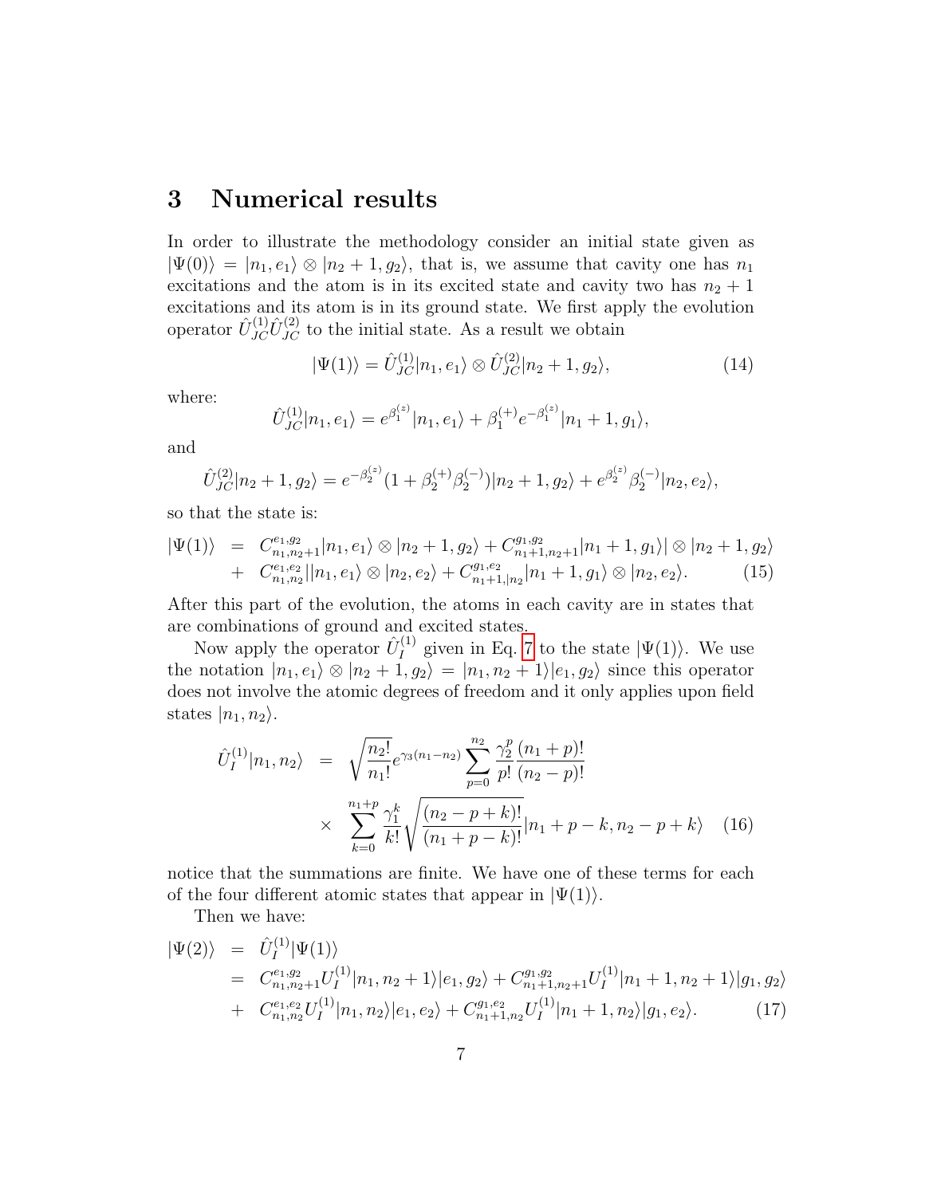# 3 Numerical results

In order to illustrate the methodology consider an initial state given as $|\Psi(0)\rangle = |n_1, e_1\rangle \otimes |n_2+1, g_2\rangle$, that is, we assume that cavity one has $n_1$ excitations and the atom is in its excited state and cavity two has $n_2 + 1$ excitations and its atom is in its ground state. We first apply the evolution operator $\hat{U}_{JC}^{(1)}\hat{U}_{JC}^{(2)}$ to the initial state. As a result we obtain

$$|\Psi(1)\rangle = \hat{U}_{JC}^{(1)}|n_1, e_1\rangle \otimes \hat{U}_{JC}^{(2)}|n_2+1, g_2\rangle, \tag{14}$$

where:

$$\hat{U}_{JC}^{(1)}|n_1, e_1\rangle = e^{\beta_1^{(z)}}|n_1, e_1\rangle + \beta_1^{(+)}e^{-\beta_1^{(z)}}|n_1+1, g_1\rangle,$$

and

$$\hat{U}_{JC}^{(2)}|n_2+1, g_2\rangle = e^{-\beta_2^{(z)}}(1+\beta_2^{(+)}\beta_2^{(-)})|n_2+1, g_2\rangle + e^{\beta_2^{(z)}}\beta_2^{(-)}|n_2, e_2\rangle,$$

so that the state is:

$$\begin{aligned}
|\Psi(1)\rangle &= C_{n_1,n_2+1}^{e_1,g_2}|n_1, e_1\rangle \otimes |n_2+1, g_2\rangle + C_{n_1+1,n_2+1}^{g_1,g_2}|n_1+1, g_1\rangle| \otimes |n_2+1, g_2\rangle \\
&+ C_{n_1,n_2}^{e_1,e_2}||n_1, e_1\rangle \otimes |n_2, e_2\rangle + C_{n_1+1,|n_2}^{g_1,e_2}|n_1+1, g_1\rangle \otimes |n_2, e_2\rangle. \qquad (15)
\end{aligned}$$

After this part of the evolution, the atoms in each cavity are in states that are combinations of ground and excited states.

Now apply the operator $\hat{U}_I^{(1)}$ given in Eq. 7 to the state $|\Psi(1)\rangle$. We use the notation $|n_1, e_1\rangle \otimes |n_2+1, g_2\rangle = |n_1, n_2+1\rangle|e_1, g_2\rangle$ since this operator does not involve the atomic degrees of freedom and it only applies upon field states $|n_1, n_2\rangle$.

$$\begin{aligned}
\hat{U}_I^{(1)}|n_1, n_2\rangle &= \sqrt{\frac{n_2!}{n_1!}}e^{\gamma_3(n_1-n_2)}\sum_{p=0}^{n_2}\frac{\gamma_2^p}{p!}\frac{(n_1+p)!}{(n_2-p)!} \\
&\times \sum_{k=0}^{n_1+p}\frac{\gamma_1^k}{k!}\sqrt{\frac{(n_2-p+k)!}{(n_1+p-k)!}}|n_1+p-k, n_2-p+k\rangle \qquad (16)
\end{aligned}$$

notice that the summations are finite. We have one of these terms for each of the four different atomic states that appear in $|\Psi(1)\rangle$.

Then we have:

$$\begin{aligned}
|\Psi(2)\rangle &= \hat{U}_I^{(1)}|\Psi(1)\rangle \\
&= C_{n_1,n_2+1}^{e_1,g_2}U_I^{(1)}|n_1, n_2+1\rangle|e_1, g_2\rangle + C_{n_1+1,n_2+1}^{g_1,g_2}U_I^{(1)}|n_1+1, n_2+1\rangle|g_1, g_2\rangle \\
&+ C_{n_1,n_2}^{e_1,e_2}U_I^{(1)}|n_1, n_2\rangle|e_1, e_2\rangle + C_{n_1+1,n_2}^{g_1,e_2}U_I^{(1)}|n_1+1, n_2\rangle|g_1, e_2\rangle. \qquad (17)
\end{aligned}$$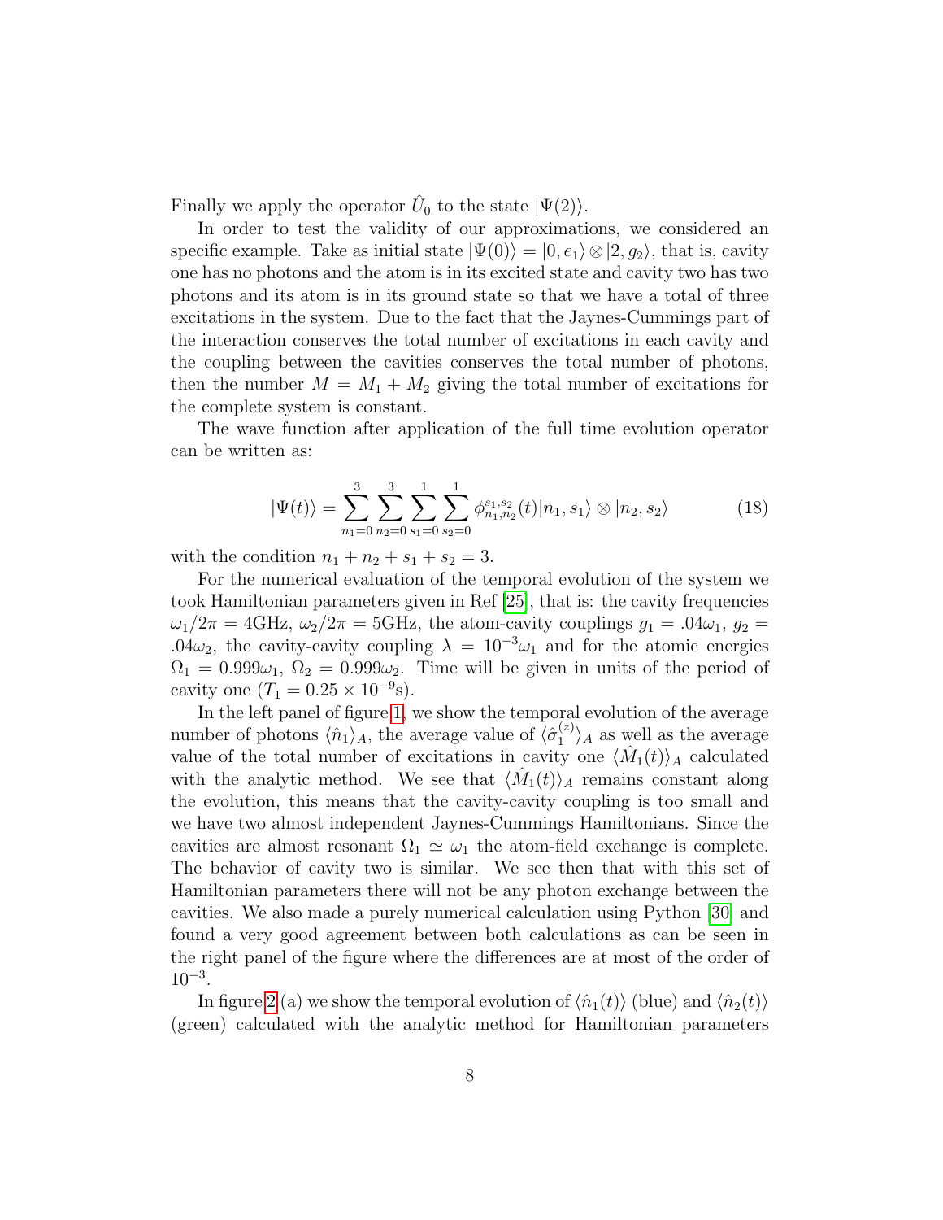Finally we apply the operator $\hat{U}_0$ to the state $|\Psi(2)\rangle$.

In order to test the validity of our approximations, we considered an specific example. Take as initial state $|\Psi(0)\rangle = |0, e_1\rangle \otimes |2, g_2\rangle$, that is, cavity one has no photons and the atom is in its excited state and cavity two has two photons and its atom is in its ground state so that we have a total of three excitations in the system. Due to the fact that the Jaynes-Cummings part of the interaction conserves the total number of excitations in each cavity and the coupling between the cavities conserves the total number of photons, then the number $M = M_1 + M_2$ giving the total number of excitations for the complete system is constant.

The wave function after application of the full time evolution operator can be written as:

$$|\Psi(t)\rangle = \sum_{n_1=0}^{3} \sum_{n_2=0}^{3} \sum_{s_1=0}^{1} \sum_{s_2=0}^{1} \phi_{n_1,n_2}^{s_1,s_2}(t) |n_1, s_1\rangle \otimes |n_2, s_2\rangle \tag{18}$$

with the condition $n_1 + n_2 + s_1 + s_2 = 3$.

For the numerical evaluation of the temporal evolution of the system we took Hamiltonian parameters given in Ref [25], that is: the cavity frequencies $\omega_1/2\pi = 4$GHz, $\omega_2/2\pi = 5$GHz, the atom-cavity couplings $g_1 = .04\omega_1$, $g_2 = .04\omega_2$, the cavity-cavity coupling $\lambda = 10^{-3}\omega_1$ and for the atomic energies $\Omega_1 = 0.999\omega_1$, $\Omega_2 = 0.999\omega_2$. Time will be given in units of the period of cavity one ($T_1 = 0.25 \times 10^{-9}$s).

In the left panel of figure 1, we show the temporal evolution of the average number of photons $\langle \hat{n}_1 \rangle_A$, the average value of $\langle \hat{\sigma}_1^{(z)} \rangle_A$ as well as the average value of the total number of excitations in cavity one $\langle \hat{M}_1(t) \rangle_A$ calculated with the analytic method. We see that $\langle \hat{M}_1(t) \rangle_A$ remains constant along the evolution, this means that the cavity-cavity coupling is too small and we have two almost independent Jaynes-Cummings Hamiltonians. Since the cavities are almost resonant $\Omega_1 \simeq \omega_1$ the atom-field exchange is complete. The behavior of cavity two is similar. We see then that with this set of Hamiltonian parameters there will not be any photon exchange between the cavities. We also made a purely numerical calculation using Python [30] and found a very good agreement between both calculations as can be seen in the right panel of the figure where the differences are at most of the order of $10^{-3}$.

In figure 2 (a) we show the temporal evolution of $\langle \hat{n}_1(t) \rangle$ (blue) and $\langle \hat{n}_2(t) \rangle$ (green) calculated with the analytic method for Hamiltonian parameters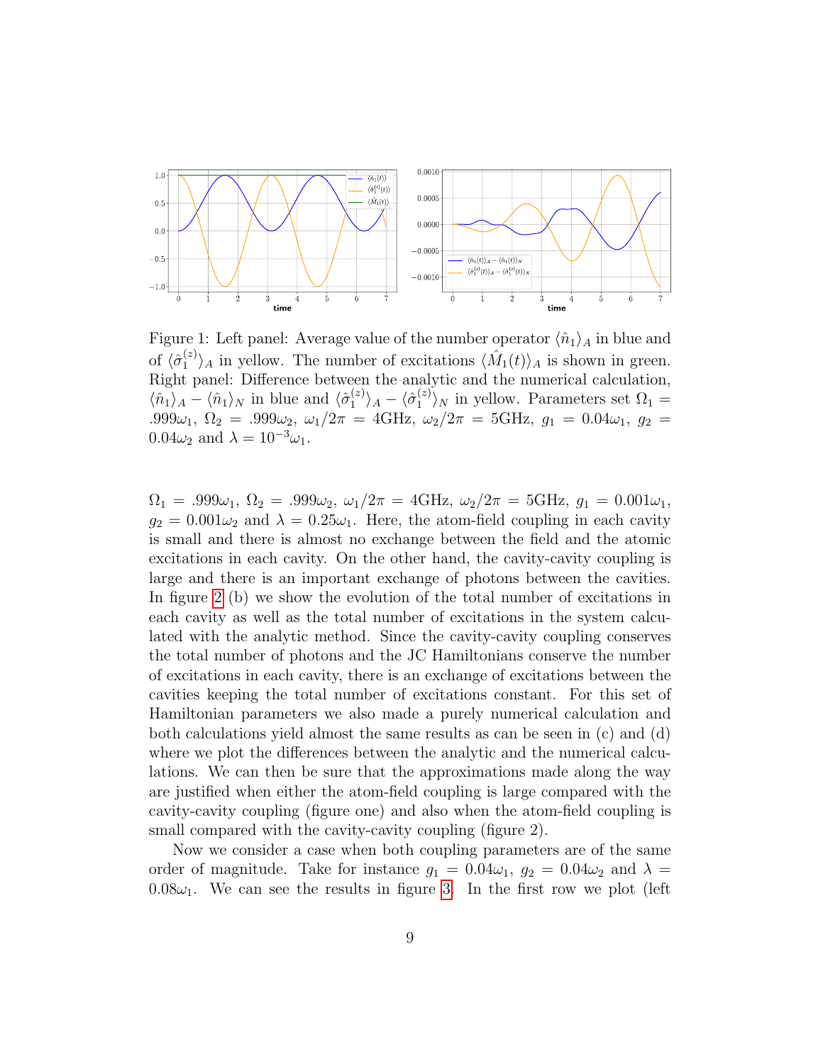Figure 1: Left panel: Average value of the number operator $\langle \hat{n}_1 \rangle_A$ in blue and of $\langle \hat{\sigma}_1^{(z)} \rangle_A$ in yellow. The number of excitations $\langle \hat{M}_1(t) \rangle_A$ is shown in green. Right panel: Difference between the analytic and the numerical calculation, $\langle \hat{n}_1 \rangle_A - \langle \hat{n}_1 \rangle_N$ in blue and $\langle \hat{\sigma}_1^{(z)} \rangle_A - \langle \hat{\sigma}_1^{(z)} \rangle_N$ in yellow. Parameters set $\Omega_1 = .999\omega_1$, $\Omega_2 = .999\omega_2$, $\omega_1/2\pi = 4\text{GHz}$, $\omega_2/2\pi = 5\text{GHz}$, $g_1 = 0.04\omega_1$, $g_2 = 0.04\omega_2$ and $\lambda = 10^{-3}\omega_1$.

$\Omega_1 = .999\omega_1$, $\Omega_2 = .999\omega_2$, $\omega_1/2\pi = 4\text{GHz}$, $\omega_2/2\pi = 5\text{GHz}$, $g_1 = 0.001\omega_1$, $g_2 = 0.001\omega_2$ and $\lambda = 0.25\omega_1$. Here, the atom-field coupling in each cavity is small and there is almost no exchange between the field and the atomic excitations in each cavity. On the other hand, the cavity-cavity coupling is large and there is an important exchange of photons between the cavities. In figure 2 (b) we show the evolution of the total number of excitations in each cavity as well as the total number of excitations in the system calculated with the analytic method. Since the cavity-cavity coupling conserves the total number of photons and the JC Hamiltonians conserve the number of excitations in each cavity, there is an exchange of excitations between the cavities keeping the total number of excitations constant. For this set of Hamiltonian parameters we also made a purely numerical calculation and both calculations yield almost the same results as can be seen in (c) and (d) where we plot the differences between the analytic and the numerical calculations. We can then be sure that the approximations made along the way are justified when either the atom-field coupling is large compared with the cavity-cavity coupling (figure one) and also when the atom-field coupling is small compared with the cavity-cavity coupling (figure 2).

Now we consider a case when both coupling parameters are of the same order of magnitude. Take for instance $g_1 = 0.04\omega_1$, $g_2 = 0.04\omega_2$ and $\lambda = 0.08\omega_1$. We can see the results in figure 3. In the first row we plot (left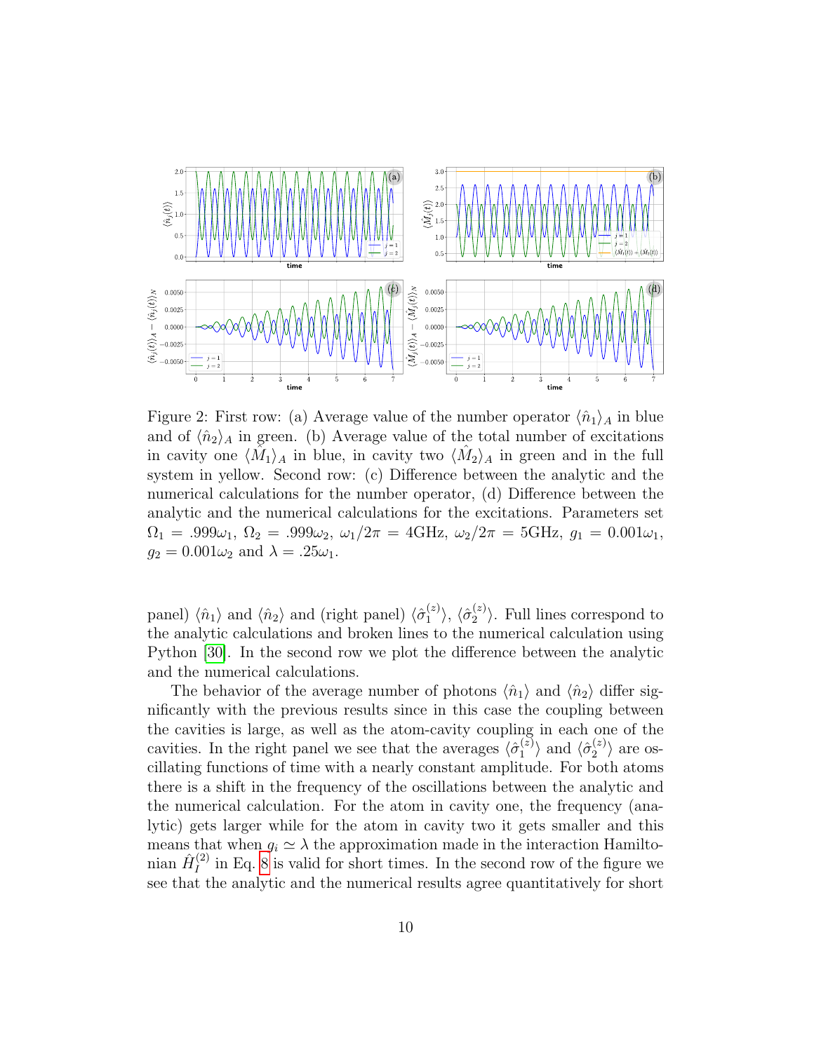Figure 2: First row: (a) Average value of the number operator $\langle \hat{n}_1 \rangle_A$ in blue and of $\langle \hat{n}_2 \rangle_A$ in green. (b) Average value of the total number of excitations in cavity one $\langle \hat{M}_1 \rangle_A$ in blue, in cavity two $\langle \hat{M}_2 \rangle_A$ in green and in the full system in yellow. Second row: (c) Difference between the analytic and the numerical calculations for the number operator, (d) Difference between the analytic and the numerical calculations for the excitations. Parameters set $\Omega_1 = .999\omega_1$, $\Omega_2 = .999\omega_2$, $\omega_1/2\pi = 4$GHz, $\omega_2/2\pi = 5$GHz, $g_1 = 0.001\omega_1$, $g_2 = 0.001\omega_2$ and $\lambda = .25\omega_1$.

panel) $\langle \hat{n}_1 \rangle$ and $\langle \hat{n}_2 \rangle$ and (right panel) $\langle \hat{\sigma}_1^{(z)} \rangle$, $\langle \hat{\sigma}_2^{(z)} \rangle$. Full lines correspond to the analytic calculations and broken lines to the numerical calculation using Python [30]. In the second row we plot the difference between the analytic and the numerical calculations.

The behavior of the average number of photons $\langle \hat{n}_1 \rangle$ and $\langle \hat{n}_2 \rangle$ differ significantly with the previous results since in this case the coupling between the cavities is large, as well as the atom-cavity coupling in each one of the cavities. In the right panel we see that the averages $\langle \hat{\sigma}_1^{(z)} \rangle$ and $\langle \hat{\sigma}_2^{(z)} \rangle$ are oscillating functions of time with a nearly constant amplitude. For both atoms there is a shift in the frequency of the oscillations between the analytic and the numerical calculation. For the atom in cavity one, the frequency (analytic) gets larger while for the atom in cavity two it gets smaller and this means that when $g_i \simeq \lambda$ the approximation made in the interaction Hamiltonian $\hat{H}_I^{(2)}$ in Eq. 8 is valid for short times. In the second row of the figure we see that the analytic and the numerical results agree quantitatively for short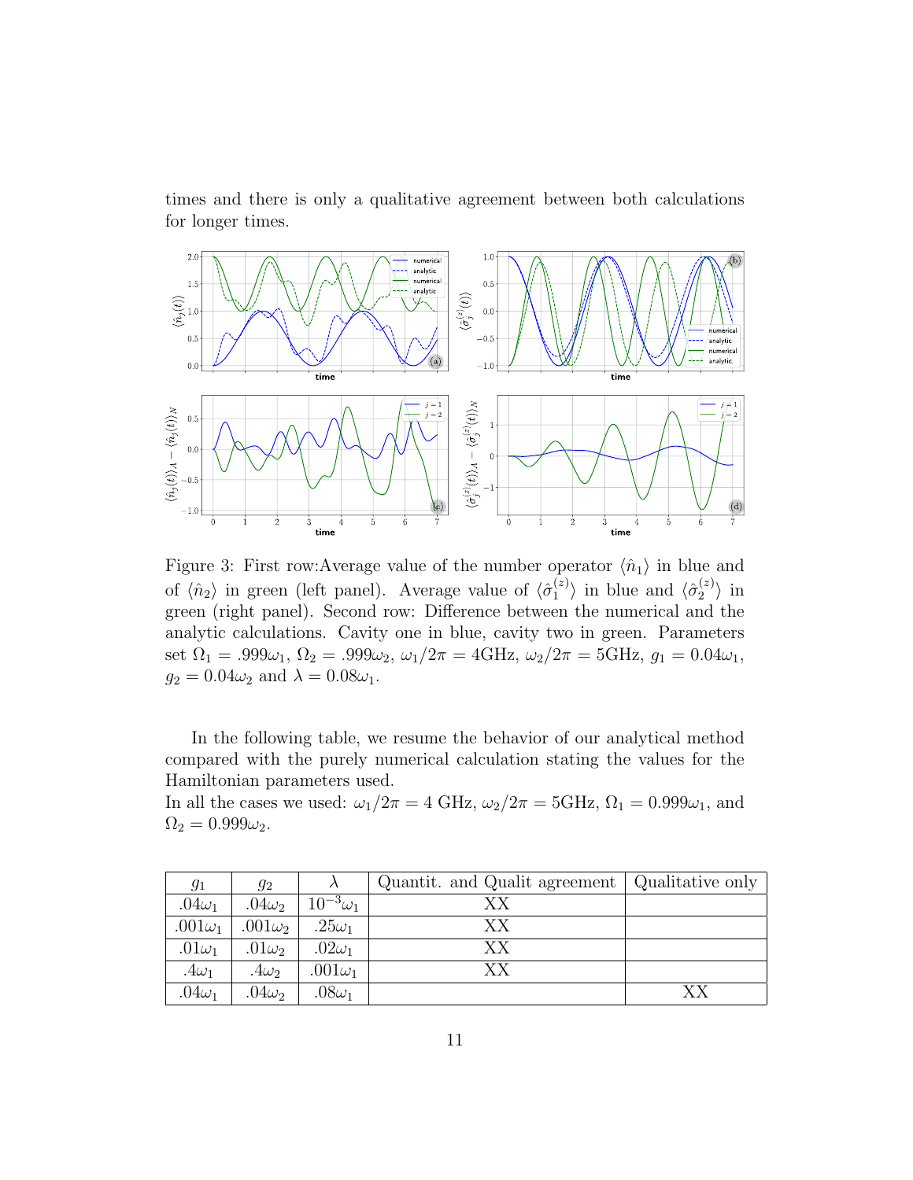times and there is only a qualitative agreement between both calculations for longer times.

Figure 3: First row:Average value of the number operator $\langle \hat{n}_1 \rangle$ in blue and of $\langle \hat{n}_2 \rangle$ in green (left panel). Average value of $\langle \hat{\sigma}_1^{(z)} \rangle$ in blue and $\langle \hat{\sigma}_2^{(z)} \rangle$ in green (right panel). Second row: Difference between the numerical and the analytic calculations. Cavity one in blue, cavity two in green. Parameters set $\Omega_1 = .999\omega_1$, $\Omega_2 = .999\omega_2$, $\omega_1/2\pi = 4$GHz, $\omega_2/2\pi = 5$GHz, $g_1 = 0.04\omega_1$, $g_2 = 0.04\omega_2$ and $\lambda = 0.08\omega_1$.

In the following table, we resume the behavior of our analytical method compared with the purely numerical calculation stating the values for the Hamiltonian parameters used.

In all the cases we used: $\omega_1/2\pi = 4$ GHz, $\omega_2/2\pi = 5$GHz, $\Omega_1 = 0.999\omega_1$, and $\Omega_2 = 0.999\omega_2$.

| $g_1$ | $g_2$ | $\lambda$ | Quantit. and Qualit agreement | Qualitative only |
|---|---|---|---|---|
| $.04\omega_1$ | $.04\omega_2$ | $10^{-3}\omega_1$ | XX | |
| $.001\omega_1$ | $.001\omega_2$ | $.25\omega_1$ | XX | |
| $.01\omega_1$ | $.01\omega_2$ | $.02\omega_1$ | XX | |
| $.4\omega_1$ | $.4\omega_2$ | $.001\omega_1$ | XX | |
| $.04\omega_1$ | $.04\omega_2$ | $.08\omega_1$ | | XX |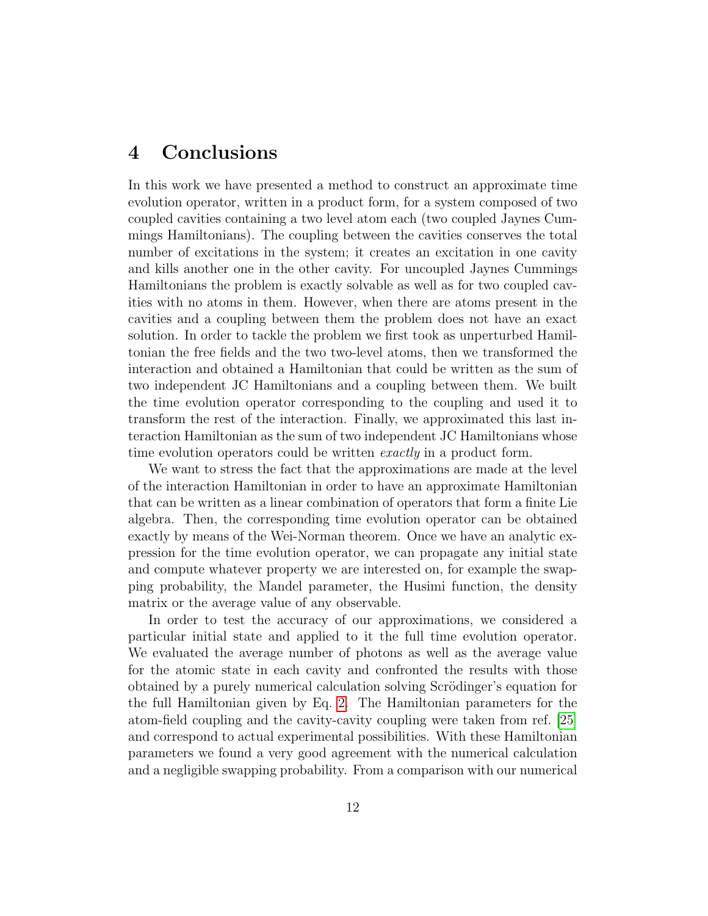# 4 Conclusions

In this work we have presented a method to construct an approximate time evolution operator, written in a product form, for a system composed of two coupled cavities containing a two level atom each (two coupled Jaynes Cummings Hamiltonians). The coupling between the cavities conserves the total number of excitations in the system; it creates an excitation in one cavity and kills another one in the other cavity. For uncoupled Jaynes Cummings Hamiltonians the problem is exactly solvable as well as for two coupled cavities with no atoms in them. However, when there are atoms present in the cavities and a coupling between them the problem does not have an exact solution. In order to tackle the problem we first took as unperturbed Hamiltonian the free fields and the two two-level atoms, then we transformed the interaction and obtained a Hamiltonian that could be written as the sum of two independent JC Hamiltonians and a coupling between them. We built the time evolution operator corresponding to the coupling and used it to transform the rest of the interaction. Finally, we approximated this last interaction Hamiltonian as the sum of two independent JC Hamiltonians whose time evolution operators could be written *exactly* in a product form.

We want to stress the fact that the approximations are made at the level of the interaction Hamiltonian in order to have an approximate Hamiltonian that can be written as a linear combination of operators that form a finite Lie algebra. Then, the corresponding time evolution operator can be obtained exactly by means of the Wei-Norman theorem. Once we have an analytic expression for the time evolution operator, we can propagate any initial state and compute whatever property we are interested on, for example the swapping probability, the Mandel parameter, the Husimi function, the density matrix or the average value of any observable.

In order to test the accuracy of our approximations, we considered a particular initial state and applied to it the full time evolution operator. We evaluated the average number of photons as well as the average value for the atomic state in each cavity and confronted the results with those obtained by a purely numerical calculation solving Scrödinger's equation for the full Hamiltonian given by Eq. 2. The Hamiltonian parameters for the atom-field coupling and the cavity-cavity coupling were taken from ref. [25] and correspond to actual experimental possibilities. With these Hamiltonian parameters we found a very good agreement with the numerical calculation and a negligible swapping probability. From a comparison with our numerical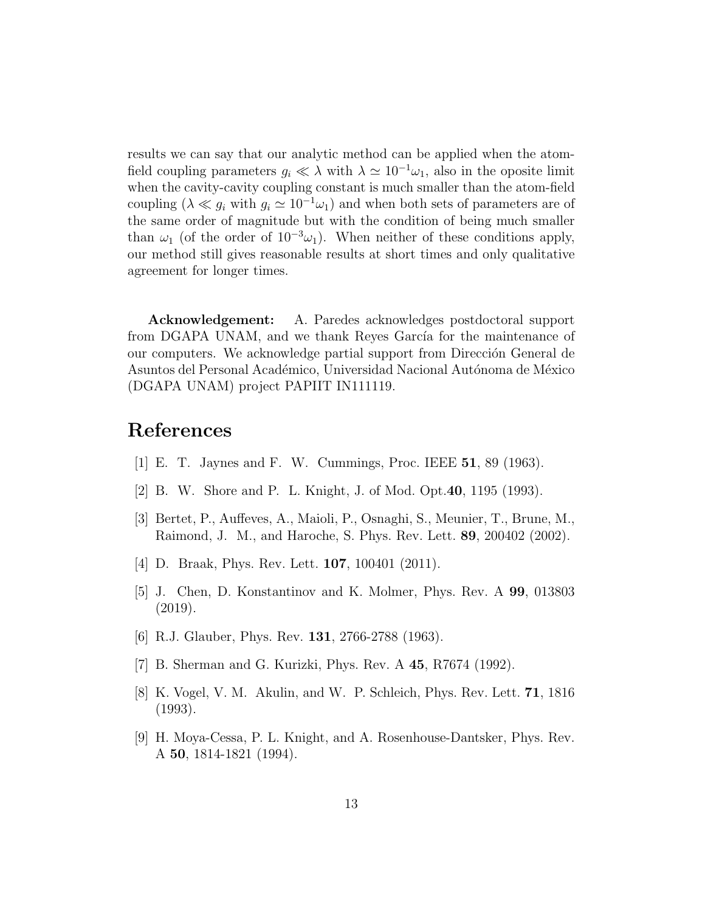results we can say that our analytic method can be applied when the atom-field coupling parameters $g_i \ll \lambda$ with $\lambda \simeq 10^{-1}\omega_1$, also in the oposite limit when the cavity-cavity coupling constant is much smaller than the atom-field coupling ($\lambda \ll g_i$ with $g_i \simeq 10^{-1}\omega_1$) and when both sets of parameters are of the same order of magnitude but with the condition of being much smaller than $\omega_1$ (of the order of $10^{-3}\omega_1$). When neither of these conditions apply, our method still gives reasonable results at short times and only qualitative agreement for longer times.

**Acknowledgement:** A. Paredes acknowledges postdoctoral support from DGAPA UNAM, and we thank Reyes García for the maintenance of our computers. We acknowledge partial support from Dirección General de Asuntos del Personal Académico, Universidad Nacional Autónoma de México (DGAPA UNAM) project PAPIIT IN111119.

# References

[1] E. T. Jaynes and F. W. Cummings, Proc. IEEE **51**, 89 (1963).

[2] B. W. Shore and P. L. Knight, J. of Mod. Opt.**40**, 1195 (1993).

[3] Bertet, P., Auffeves, A., Maioli, P., Osnaghi, S., Meunier, T., Brune, M., Raimond, J. M., and Haroche, S. Phys. Rev. Lett. **89**, 200402 (2002).

[4] D. Braak, Phys. Rev. Lett. **107**, 100401 (2011).

[5] J. Chen, D. Konstantinov and K. Molmer, Phys. Rev. A **99**, 013803 (2019).

[6] R.J. Glauber, Phys. Rev. **131**, 2766-2788 (1963).

[7] B. Sherman and G. Kurizki, Phys. Rev. A **45**, R7674 (1992).

[8] K. Vogel, V. M. Akulin, and W. P. Schleich, Phys. Rev. Lett. **71**, 1816 (1993).

[9] H. Moya-Cessa, P. L. Knight, and A. Rosenhouse-Dantsker, Phys. Rev. A **50**, 1814-1821 (1994).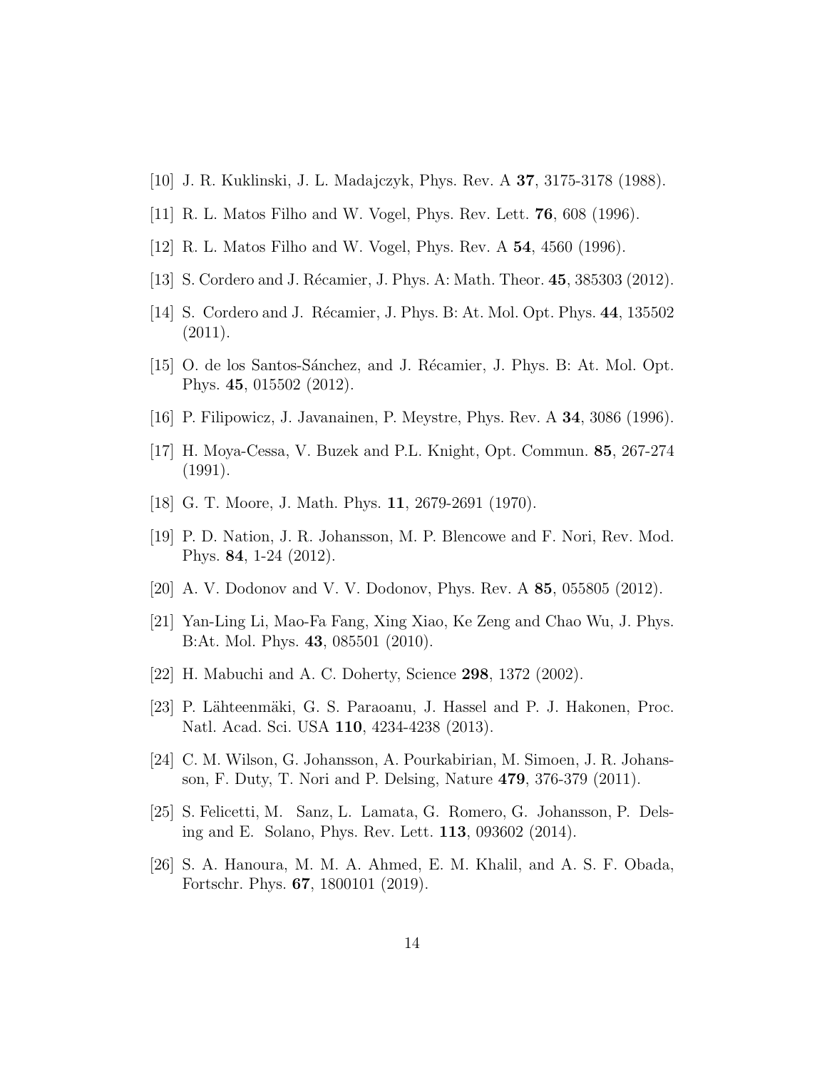[10] J. R. Kuklinski, J. L. Madajczyk, Phys. Rev. A **37**, 3175-3178 (1988).

[11] R. L. Matos Filho and W. Vogel, Phys. Rev. Lett. **76**, 608 (1996).

[12] R. L. Matos Filho and W. Vogel, Phys. Rev. A **54**, 4560 (1996).

[13] S. Cordero and J. Récamier, J. Phys. A: Math. Theor. **45**, 385303 (2012).

[14] S. Cordero and J. Récamier, J. Phys. B: At. Mol. Opt. Phys. **44**, 135502 (2011).

[15] O. de los Santos-Sánchez, and J. Récamier, J. Phys. B: At. Mol. Opt. Phys. **45**, 015502 (2012).

[16] P. Filipowicz, J. Javanainen, P. Meystre, Phys. Rev. A **34**, 3086 (1996).

[17] H. Moya-Cessa, V. Buzek and P.L. Knight, Opt. Commun. **85**, 267-274 (1991).

[18] G. T. Moore, J. Math. Phys. **11**, 2679-2691 (1970).

[19] P. D. Nation, J. R. Johansson, M. P. Blencowe and F. Nori, Rev. Mod. Phys. **84**, 1-24 (2012).

[20] A. V. Dodonov and V. V. Dodonov, Phys. Rev. A **85**, 055805 (2012).

[21] Yan-Ling Li, Mao-Fa Fang, Xing Xiao, Ke Zeng and Chao Wu, J. Phys. B:At. Mol. Phys. **43**, 085501 (2010).

[22] H. Mabuchi and A. C. Doherty, Science **298**, 1372 (2002).

[23] P. Lähteenmäki, G. S. Paraoanu, J. Hassel and P. J. Hakonen, Proc. Natl. Acad. Sci. USA **110**, 4234-4238 (2013).

[24] C. M. Wilson, G. Johansson, A. Pourkabirian, M. Simoen, J. R. Johansson, F. Duty, T. Nori and P. Delsing, Nature **479**, 376-379 (2011).

[25] S. Felicetti, M. Sanz, L. Lamata, G. Romero, G. Johansson, P. Delsing and E. Solano, Phys. Rev. Lett. **113**, 093602 (2014).

[26] S. A. Hanoura, M. M. A. Ahmed, E. M. Khalil, and A. S. F. Obada, Fortschr. Phys. **67**, 1800101 (2019).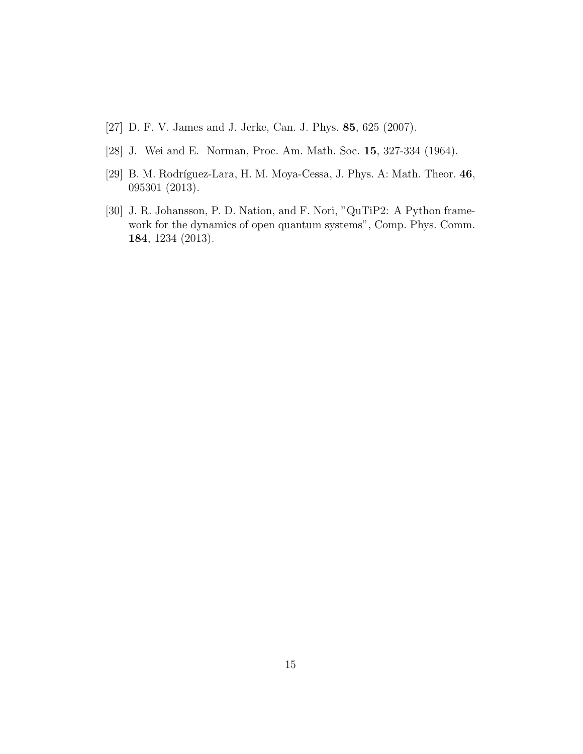[27] D. F. V. James and J. Jerke, Can. J. Phys. **85**, 625 (2007).

[28] J. Wei and E. Norman, Proc. Am. Math. Soc. **15**, 327-334 (1964).

[29] B. M. Rodríguez-Lara, H. M. Moya-Cessa, J. Phys. A: Math. Theor. **46**, 095301 (2013).

[30] J. R. Johansson, P. D. Nation, and F. Nori, "QuTiP2: A Python framework for the dynamics of open quantum systems", Comp. Phys. Comm. **184**, 1234 (2013).